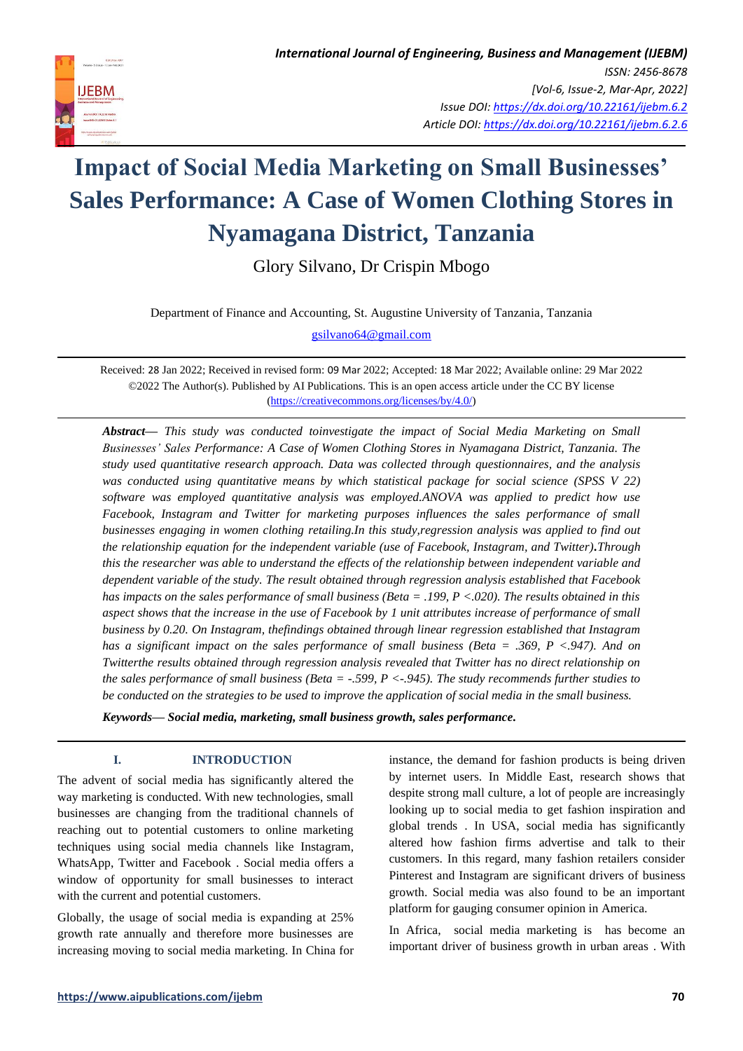# Impact of Social Media Marketing on Small Businesses' Sales Performance: A Case of Women Clothing Stores in Nyamagana District, Tanzania

Glory Silvano, Dr Crispin Mbogo

Department of Finance and Accounting, St. Augustine University of Tanzania, Tanzania

gsilvano64@gmail.com

Received: 28 Jan 2022; Received in revised form: 09 Mar 2022; Accepted: 18 Mar 2022; Available online: 29 Mar 2022
©2022 The Author(s). Published by AI Publications. This is an open access article under the CC BY license (https://creativecommons.org/licenses/by/4.0/)

***Abstract*****—** *This study was conducted toinvestigate the impact of Social Media Marketing on Small Businesses' Sales Performance: A Case of Women Clothing Stores in Nyamagana District, Tanzania. The study used quantitative research approach. Data was collected through questionnaires, and the analysis was conducted using quantitative means by which statistical package for social science (SPSS V 22) software was employed quantitative analysis was employed.ANOVA was applied to predict how use Facebook, Instagram and Twitter for marketing purposes influences the sales performance of small businesses engaging in women clothing retailing.In this study,regression analysis was applied to find out the relationship equation for the independent variable (use of Facebook, Instagram, and Twitter)***.***Through this the researcher was able to understand the effects of the relationship between independent variable and dependent variable of the study. The result obtained through regression analysis established that Facebook has impacts on the sales performance of small business (Beta = .199, P <.020). The results obtained in this aspect shows that the increase in the use of Facebook by 1 unit attributes increase of performance of small business by 0.20. On Instagram, thefindings obtained through linear regression established that Instagram has a significant impact on the sales performance of small business (Beta = .369, P <.947). And on Twitterthe results obtained through regression analysis revealed that Twitter has no direct relationship on the sales performance of small business (Beta = -.599, P <-.945). The study recommends further studies to be conducted on the strategies to be used to improve the application of social media in the small business.*

***Keywords*****— *Social media, marketing, small business growth, sales performance*****.**

## I. INTRODUCTION

The advent of social media has significantly altered the way marketing is conducted. With new technologies, small businesses are changing from the traditional channels of reaching out to potential customers to online marketing techniques using social media channels like Instagram, WhatsApp, Twitter and Facebook . Social media offers a window of opportunity for small businesses to interact with the current and potential customers.

Globally, the usage of social media is expanding at 25% growth rate annually and therefore more businesses are increasing moving to social media marketing. In China for instance, the demand for fashion products is being driven by internet users. In Middle East, research shows that despite strong mall culture, a lot of people are increasingly looking up to social media to get fashion inspiration and global trends . In USA, social media has significantly altered how fashion firms advertise and talk to their customers. In this regard, many fashion retailers consider Pinterest and Instagram are significant drivers of business growth. Social media was also found to be an important platform for gauging consumer opinion in America.

In Africa, social media marketing is has become an important driver of business growth in urban areas . With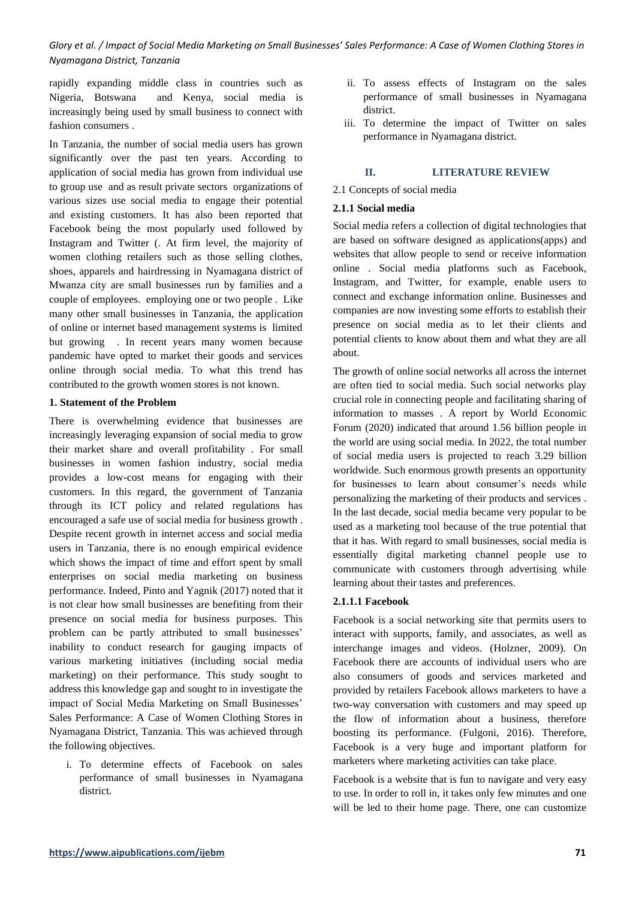rapidly expanding middle class in countries such as Nigeria, Botswana and Kenya, social media is increasingly being used by small business to connect with fashion consumers .

In Tanzania, the number of social media users has grown significantly over the past ten years. According to application of social media has grown from individual use to group use and as result private sectors organizations of various sizes use social media to engage their potential and existing customers. It has also been reported that Facebook being the most popularly used followed by Instagram and Twitter (. At firm level, the majority of women clothing retailers such as those selling clothes, shoes, apparels and hairdressing in Nyamagana district of Mwanza city are small businesses run by families and a couple of employees. employing one or two people . Like many other small businesses in Tanzania, the application of online or internet based management systems is limited but growing . In recent years many women because pandemic have opted to market their goods and services online through social media. To what this trend has contributed to the growth women stores is not known.

**1. Statement of the Problem**

There is overwhelming evidence that businesses are increasingly leveraging expansion of social media to grow their market share and overall profitability . For small businesses in women fashion industry, social media provides a low-cost means for engaging with their customers. In this regard, the government of Tanzania through its ICT policy and related regulations has encouraged a safe use of social media for business growth . Despite recent growth in internet access and social media users in Tanzania, there is no enough empirical evidence which shows the impact of time and effort spent by small enterprises on social media marketing on business performance. Indeed, Pinto and Yagnik (2017) noted that it is not clear how small businesses are benefiting from their presence on social media for business purposes. This problem can be partly attributed to small businesses' inability to conduct research for gauging impacts of various marketing initiatives (including social media marketing) on their performance. This study sought to address this knowledge gap and sought to in investigate the impact of Social Media Marketing on Small Businesses' Sales Performance: A Case of Women Clothing Stores in Nyamagana District, Tanzania. This was achieved through the following objectives.

i. To determine effects of Facebook on sales performance of small businesses in Nyamagana district.
ii. To assess effects of Instagram on the sales performance of small businesses in Nyamagana district.
iii. To determine the impact of Twitter on sales performance in Nyamagana district.

## II. LITERATURE REVIEW

2.1 Concepts of social media

**2.1.1 Social media**

Social media refers a collection of digital technologies that are based on software designed as applications(apps) and websites that allow people to send or receive information online . Social media platforms such as Facebook, Instagram, and Twitter, for example, enable users to connect and exchange information online. Businesses and companies are now investing some efforts to establish their presence on social media as to let their clients and potential clients to know about them and what they are all about.

The growth of online social networks all across the internet are often tied to social media. Such social networks play crucial role in connecting people and facilitating sharing of information to masses . A report by World Economic Forum (2020) indicated that around 1.56 billion people in the world are using social media. In 2022, the total number of social media users is projected to reach 3.29 billion worldwide. Such enormous growth presents an opportunity for businesses to learn about consumer's needs while personalizing the marketing of their products and services . In the last decade, social media became very popular to be used as a marketing tool because of the true potential that that it has. With regard to small businesses, social media is essentially digital marketing channel people use to communicate with customers through advertising while learning about their tastes and preferences.

**2.1.1.1 Facebook**

Facebook is a social networking site that permits users to interact with supports, family, and associates, as well as interchange images and videos. (Holzner, 2009). On Facebook there are accounts of individual users who are also consumers of goods and services marketed and provided by retailers Facebook allows marketers to have a two-way conversation with customers and may speed up the flow of information about a business, therefore boosting its performance. (Fulgoni, 2016). Therefore, Facebook is a very huge and important platform for marketers where marketing activities can take place.

Facebook is a website that is fun to navigate and very easy to use. In order to roll in, it takes only few minutes and one will be led to their home page. There, one can customize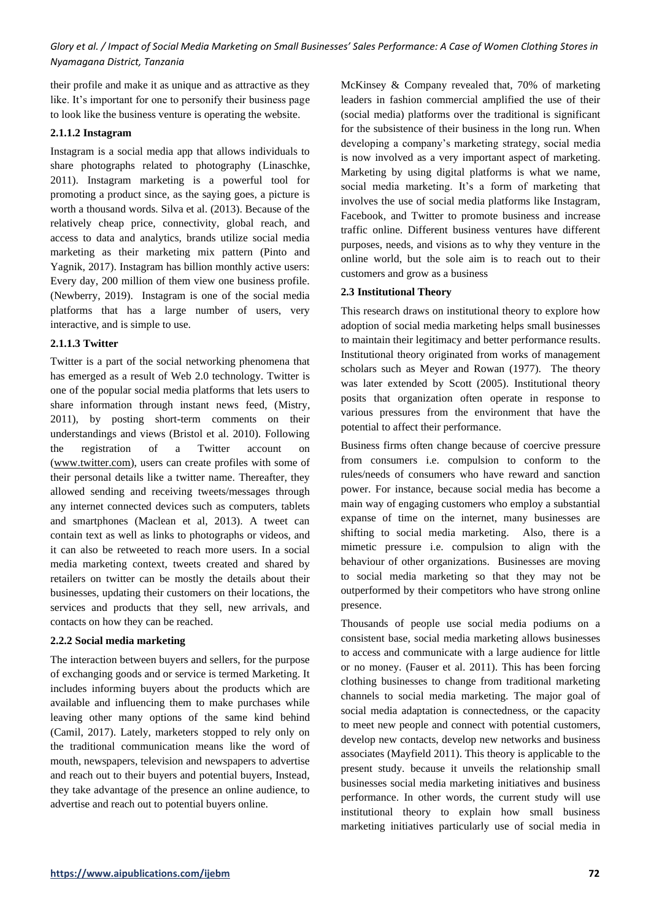their profile and make it as unique and as attractive as they like. It's important for one to personify their business page to look like the business venture is operating the website.

#### 2.1.1.2 Instagram

Instagram is a social media app that allows individuals to share photographs related to photography (Linaschke, 2011). Instagram marketing is a powerful tool for promoting a product since, as the saying goes, a picture is worth a thousand words. Silva et al. (2013). Because of the relatively cheap price, connectivity, global reach, and access to data and analytics, brands utilize social media marketing as their marketing mix pattern (Pinto and Yagnik, 2017). Instagram has billion monthly active users: Every day, 200 million of them view one business profile. (Newberry, 2019). Instagram is one of the social media platforms that has a large number of users, very interactive, and is simple to use.

#### 2.1.1.3 Twitter

Twitter is a part of the social networking phenomena that has emerged as a result of Web 2.0 technology. Twitter is one of the popular social media platforms that lets users to share information through instant news feed, (Mistry, 2011), by posting short-term comments on their understandings and views (Bristol et al. 2010). Following the registration of a Twitter account on (www.twitter.com), users can create profiles with some of their personal details like a twitter name. Thereafter, they allowed sending and receiving tweets/messages through any internet connected devices such as computers, tablets and smartphones (Maclean et al, 2013). A tweet can contain text as well as links to photographs or videos, and it can also be retweeted to reach more users. In a social media marketing context, tweets created and shared by retailers on twitter can be mostly the details about their businesses, updating their customers on their locations, the services and products that they sell, new arrivals, and contacts on how they can be reached.

### 2.2.2 Social media marketing

The interaction between buyers and sellers, for the purpose of exchanging goods and or service is termed Marketing. It includes informing buyers about the products which are available and influencing them to make purchases while leaving other many options of the same kind behind (Camil, 2017). Lately, marketers stopped to rely only on the traditional communication means like the word of mouth, newspapers, television and newspapers to advertise and reach out to their buyers and potential buyers, Instead, they take advantage of the presence an online audience, to advertise and reach out to potential buyers online.

McKinsey & Company revealed that, 70% of marketing leaders in fashion commercial amplified the use of their (social media) platforms over the traditional is significant for the subsistence of their business in the long run. When developing a company's marketing strategy, social media is now involved as a very important aspect of marketing. Marketing by using digital platforms is what we name, social media marketing. It's a form of marketing that involves the use of social media platforms like Instagram, Facebook, and Twitter to promote business and increase traffic online. Different business ventures have different purposes, needs, and visions as to why they venture in the online world, but the sole aim is to reach out to their customers and grow as a business

### 2.3 Institutional Theory

This research draws on institutional theory to explore how adoption of social media marketing helps small businesses to maintain their legitimacy and better performance results. Institutional theory originated from works of management scholars such as Meyer and Rowan (1977). The theory was later extended by Scott (2005). Institutional theory posits that organization often operate in response to various pressures from the environment that have the potential to affect their performance.

Business firms often change because of coercive pressure from consumers i.e. compulsion to conform to the rules/needs of consumers who have reward and sanction power. For instance, because social media has become a main way of engaging customers who employ a substantial expanse of time on the internet, many businesses are shifting to social media marketing. Also, there is a mimetic pressure i.e. compulsion to align with the behaviour of other organizations. Businesses are moving to social media marketing so that they may not be outperformed by their competitors who have strong online presence.

Thousands of people use social media podiums on a consistent base, social media marketing allows businesses to access and communicate with a large audience for little or no money. (Fauser et al. 2011). This has been forcing clothing businesses to change from traditional marketing channels to social media marketing. The major goal of social media adaptation is connectedness, or the capacity to meet new people and connect with potential customers, develop new contacts, develop new networks and business associates (Mayfield 2011). This theory is applicable to the present study. because it unveils the relationship small businesses social media marketing initiatives and business performance. In other words, the current study will use institutional theory to explain how small business marketing initiatives particularly use of social media in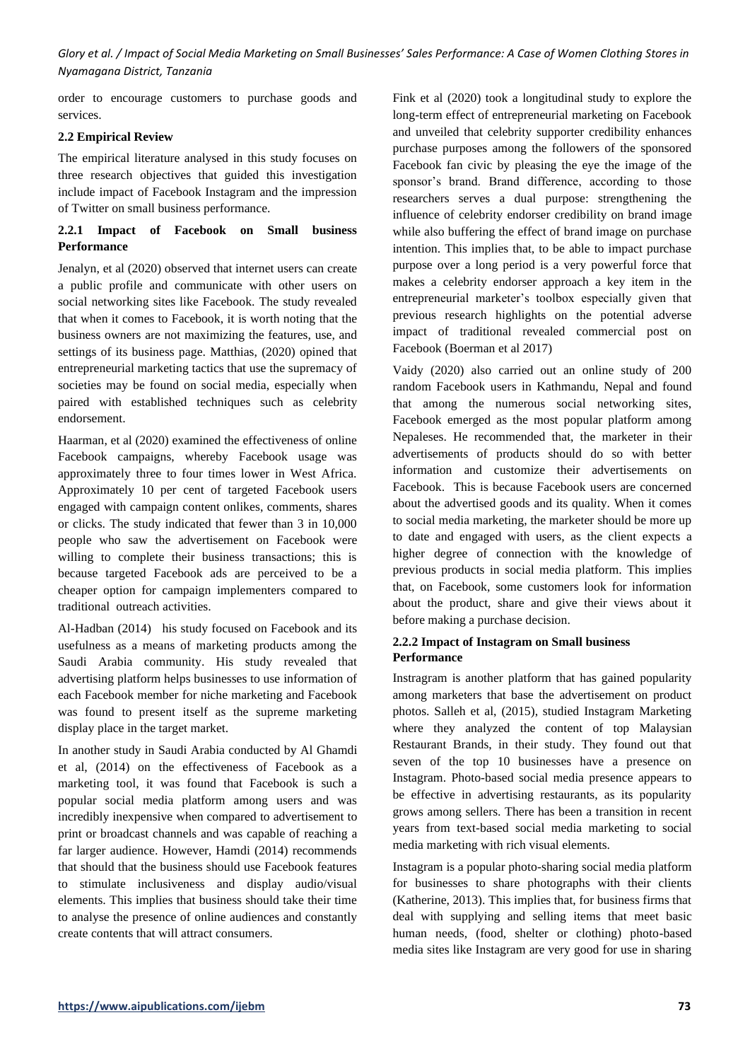order to encourage customers to purchase goods and services.

### 2.2 Empirical Review

The empirical literature analysed in this study focuses on three research objectives that guided this investigation include impact of Facebook Instagram and the impression of Twitter on small business performance.

#### 2.2.1 Impact of Facebook on Small business Performance

Jenalyn, et al (2020) observed that internet users can create a public profile and communicate with other users on social networking sites like Facebook. The study revealed that when it comes to Facebook, it is worth noting that the business owners are not maximizing the features, use, and settings of its business page. Matthias, (2020) opined that entrepreneurial marketing tactics that use the supremacy of societies may be found on social media, especially when paired with established techniques such as celebrity endorsement.

Haarman, et al (2020) examined the effectiveness of online Facebook campaigns, whereby Facebook usage was approximately three to four times lower in West Africa. Approximately 10 per cent of targeted Facebook users engaged with campaign content onlikes, comments, shares or clicks. The study indicated that fewer than 3 in 10,000 people who saw the advertisement on Facebook were willing to complete their business transactions; this is because targeted Facebook ads are perceived to be a cheaper option for campaign implementers compared to traditional outreach activities.

Al-Hadban (2014) his study focused on Facebook and its usefulness as a means of marketing products among the Saudi Arabia community. His study revealed that advertising platform helps businesses to use information of each Facebook member for niche marketing and Facebook was found to present itself as the supreme marketing display place in the target market.

In another study in Saudi Arabia conducted by Al Ghamdi et al, (2014) on the effectiveness of Facebook as a marketing tool, it was found that Facebook is such a popular social media platform among users and was incredibly inexpensive when compared to advertisement to print or broadcast channels and was capable of reaching a far larger audience. However, Hamdi (2014) recommends that should that the business should use Facebook features to stimulate inclusiveness and display audio/visual elements. This implies that business should take their time to analyse the presence of online audiences and constantly create contents that will attract consumers.

Fink et al (2020) took a longitudinal study to explore the long-term effect of entrepreneurial marketing on Facebook and unveiled that celebrity supporter credibility enhances purchase purposes among the followers of the sponsored Facebook fan civic by pleasing the eye the image of the sponsor's brand. Brand difference, according to those researchers serves a dual purpose: strengthening the influence of celebrity endorser credibility on brand image while also buffering the effect of brand image on purchase intention. This implies that, to be able to impact purchase purpose over a long period is a very powerful force that makes a celebrity endorser approach a key item in the entrepreneurial marketer's toolbox especially given that previous research highlights on the potential adverse impact of traditional revealed commercial post on Facebook (Boerman et al 2017)

Vaidy (2020) also carried out an online study of 200 random Facebook users in Kathmandu, Nepal and found that among the numerous social networking sites, Facebook emerged as the most popular platform among Nepaleses. He recommended that, the marketer in their advertisements of products should do so with better information and customize their advertisements on Facebook. This is because Facebook users are concerned about the advertised goods and its quality. When it comes to social media marketing, the marketer should be more up to date and engaged with users, as the client expects a higher degree of connection with the knowledge of previous products in social media platform. This implies that, on Facebook, some customers look for information about the product, share and give their views about it before making a purchase decision.

#### 2.2.2 Impact of Instagram on Small business Performance

Instragram is another platform that has gained popularity among marketers that base the advertisement on product photos. Salleh et al, (2015), studied Instagram Marketing where they analyzed the content of top Malaysian Restaurant Brands, in their study. They found out that seven of the top 10 businesses have a presence on Instagram. Photo-based social media presence appears to be effective in advertising restaurants, as its popularity grows among sellers. There has been a transition in recent years from text-based social media marketing to social media marketing with rich visual elements.

Instagram is a popular photo-sharing social media platform for businesses to share photographs with their clients (Katherine, 2013). This implies that, for business firms that deal with supplying and selling items that meet basic human needs, (food, shelter or clothing) photo-based media sites like Instagram are very good for use in sharing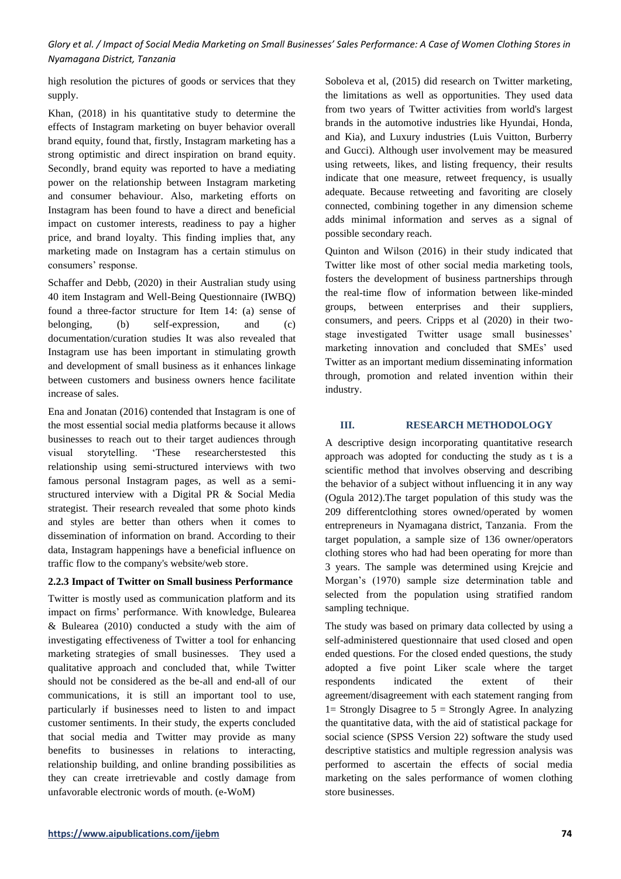high resolution the pictures of goods or services that they supply.

Khan, (2018) in his quantitative study to determine the effects of Instagram marketing on buyer behavior overall brand equity, found that, firstly, Instagram marketing has a strong optimistic and direct inspiration on brand equity. Secondly, brand equity was reported to have a mediating power on the relationship between Instagram marketing and consumer behaviour. Also, marketing efforts on Instagram has been found to have a direct and beneficial impact on customer interests, readiness to pay a higher price, and brand loyalty. This finding implies that, any marketing made on Instagram has a certain stimulus on consumers' response.

Schaffer and Debb, (2020) in their Australian study using 40 item Instagram and Well-Being Questionnaire (IWBQ) found a three-factor structure for Item 14: (a) sense of belonging, (b) self-expression, and (c) documentation/curation studies It was also revealed that Instagram use has been important in stimulating growth and development of small business as it enhances linkage between customers and business owners hence facilitate increase of sales.

Ena and Jonatan (2016) contended that Instagram is one of the most essential social media platforms because it allows businesses to reach out to their target audiences through visual storytelling. 'These researcherstested this relationship using semi-structured interviews with two famous personal Instagram pages, as well as a semi-structured interview with a Digital PR & Social Media strategist. Their research revealed that some photo kinds and styles are better than others when it comes to dissemination of information on brand. According to their data, Instagram happenings have a beneficial influence on traffic flow to the company's website/web store.

### 2.2.3 Impact of Twitter on Small business Performance

Twitter is mostly used as communication platform and its impact on firms' performance. With knowledge, Bulearea & Bulearea (2010) conducted a study with the aim of investigating effectiveness of Twitter a tool for enhancing marketing strategies of small businesses. They used a qualitative approach and concluded that, while Twitter should not be considered as the be-all and end-all of our communications, it is still an important tool to use, particularly if businesses need to listen to and impact customer sentiments. In their study, the experts concluded that social media and Twitter may provide as many benefits to businesses in relations to interacting, relationship building, and online branding possibilities as they can create irretrievable and costly damage from unfavorable electronic words of mouth. (e-WoM)

Soboleva et al, (2015) did research on Twitter marketing, the limitations as well as opportunities. They used data from two years of Twitter activities from world's largest brands in the automotive industries like Hyundai, Honda, and Kia), and Luxury industries (Luis Vuitton, Burberry and Gucci). Although user involvement may be measured using retweets, likes, and listing frequency, their results indicate that one measure, retweet frequency, is usually adequate. Because retweeting and favoriting are closely connected, combining together in any dimension scheme adds minimal information and serves as a signal of possible secondary reach.

Quinton and Wilson (2016) in their study indicated that Twitter like most of other social media marketing tools, fosters the development of business partnerships through the real-time flow of information between like-minded groups, between enterprises and their suppliers, consumers, and peers. Cripps et al (2020) in their two-stage investigated Twitter usage small businesses' marketing innovation and concluded that SMEs' used Twitter as an important medium disseminating information through, promotion and related invention within their industry.

## III. RESEARCH METHODOLOGY

A descriptive design incorporating quantitative research approach was adopted for conducting the study as t is a scientific method that involves observing and describing the behavior of a subject without influencing it in any way (Ogula 2012).The target population of this study was the 209 differentclothing stores owned/operated by women entrepreneurs in Nyamagana district, Tanzania. From the target population, a sample size of 136 owner/operators clothing stores who had had been operating for more than 3 years. The sample was determined using Krejcie and Morgan's (1970) sample size determination table and selected from the population using stratified random sampling technique.

The study was based on primary data collected by using a self-administered questionnaire that used closed and open ended questions. For the closed ended questions, the study adopted a five point Liker scale where the target respondents indicated the extent of their agreement/disagreement with each statement ranging from 1= Strongly Disagree to 5 = Strongly Agree. In analyzing the quantitative data, with the aid of statistical package for social science (SPSS Version 22) software the study used descriptive statistics and multiple regression analysis was performed to ascertain the effects of social media marketing on the sales performance of women clothing store businesses.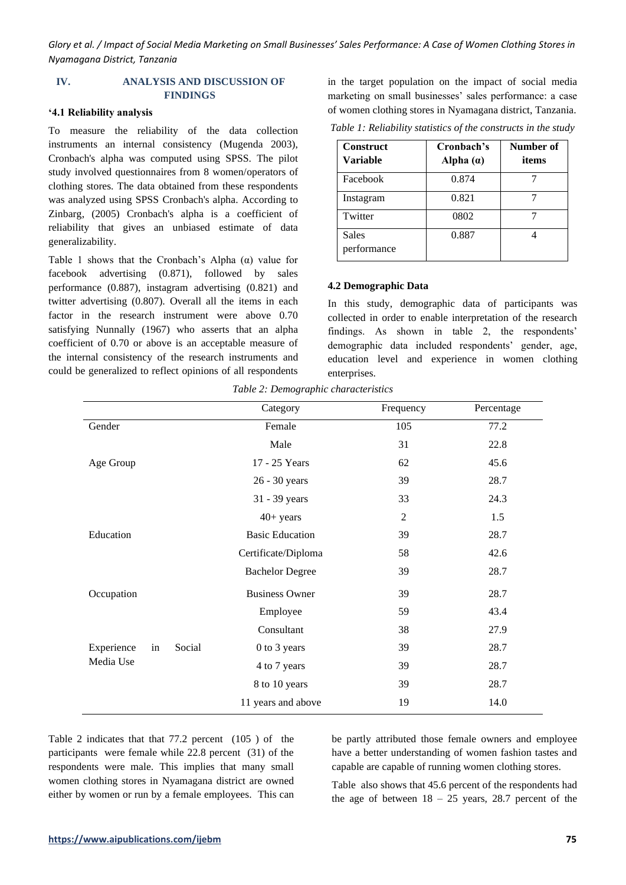## IV. ANALYSIS AND DISCUSSION OF FINDINGS

### '4.1 Reliability analysis

To measure the reliability of the data collection instruments an internal consistency (Mugenda 2003), Cronbach's alpha was computed using SPSS. The pilot study involved questionnaires from 8 women/operators of clothing stores. The data obtained from these respondents was analyzed using SPSS Cronbach's alpha. According to Zinbarg, (2005) Cronbach's alpha is a coefficient of reliability that gives an unbiased estimate of data generalizability.

Table 1 shows that the Cronbach's Alpha (α) value for facebook advertising (0.871), followed by sales performance (0.887), instagram advertising (0.821) and twitter advertising (0.807). Overall all the items in each factor in the research instrument were above 0.70 satisfying Nunnally (1967) who asserts that an alpha coefficient of 0.70 or above is an acceptable measure of the internal consistency of the research instruments and could be generalized to reflect opinions of all respondents in the target population on the impact of social media marketing on small businesses' sales performance: a case of women clothing stores in Nyamagana district, Tanzania.

*Table 1: Reliability statistics of the constructs in the study*

| Construct Variable | Cronbach's Alpha (α) | Number of items |
|---|---|---|
| Facebook | 0.874 | 7 |
| Instagram | 0.821 | 7 |
| Twitter | 0802 | 7 |
| Sales performance | 0.887 | 4 |

### 4.2 Demographic Data

In this study, demographic data of participants was collected in order to enable interpretation of the research findings. As shown in table 2, the respondents' demographic data included respondents' gender, age, education level and experience in women clothing enterprises.

*Table 2: Demographic characteristics*

| | Category | Frequency | Percentage |
|---|---|---|---|
| Gender | Female | 105 | 77.2 |
| | Male | 31 | 22.8 |
| Age Group | 17 - 25 Years | 62 | 45.6 |
| | 26 - 30 years | 39 | 28.7 |
| | 31 - 39 years | 33 | 24.3 |
| | 40+ years | 2 | 1.5 |
| Education | Basic Education | 39 | 28.7 |
| | Certificate/Diploma | 58 | 42.6 |
| | Bachelor Degree | 39 | 28.7 |
| Occupation | Business Owner | 39 | 28.7 |
| | Employee | 59 | 43.4 |
| | Consultant | 38 | 27.9 |
| Experience in Social Media Use | 0 to 3 years | 39 | 28.7 |
| | 4 to 7 years | 39 | 28.7 |
| | 8 to 10 years | 39 | 28.7 |
| | 11 years and above | 19 | 14.0 |

Table 2 indicates that that 77.2 percent (105 ) of the participants were female while 22.8 percent (31) of the respondents were male. This implies that many small women clothing stores in Nyamagana district are owned either by women or run by a female employees. This can be partly attributed those female owners and employee have a better understanding of women fashion tastes and capable are capable of running women clothing stores.

Table also shows that 45.6 percent of the respondents had the age of between 18 – 25 years, 28.7 percent of the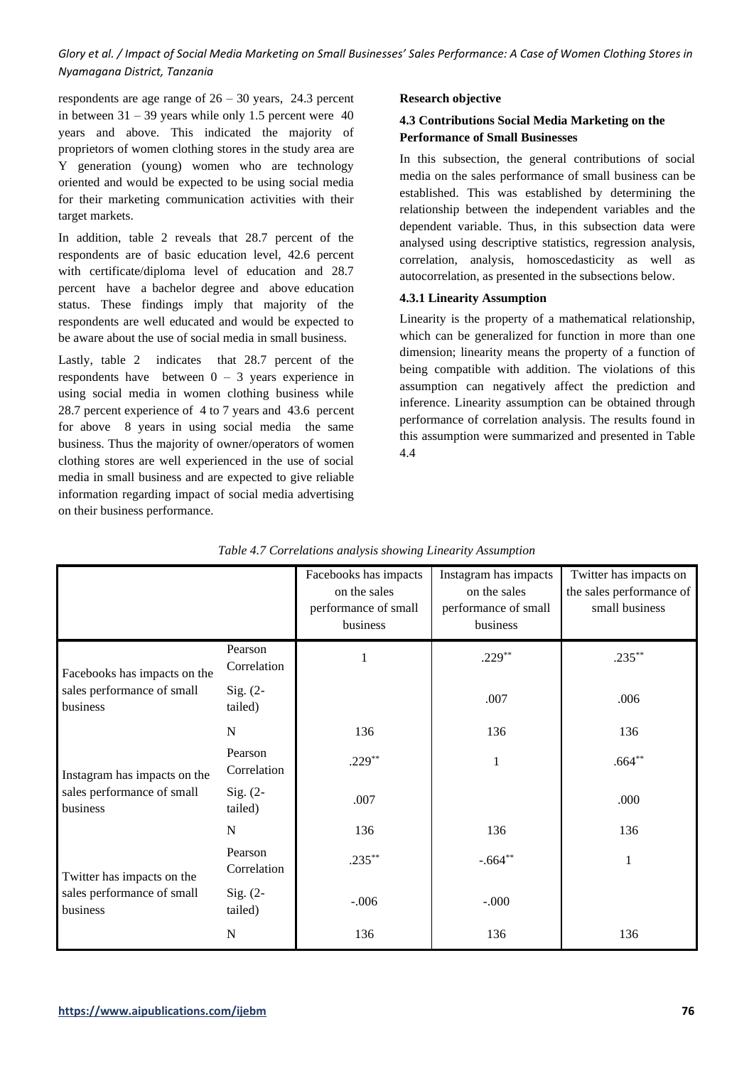respondents are age range of 26 – 30 years, 24.3 percent in between 31 – 39 years while only 1.5 percent were 40 years and above. This indicated the majority of proprietors of women clothing stores in the study area are Y generation (young) women who are technology oriented and would be expected to be using social media for their marketing communication activities with their target markets.

In addition, table 2 reveals that 28.7 percent of the respondents are of basic education level, 42.6 percent with certificate/diploma level of education and 28.7 percent have a bachelor degree and above education status. These findings imply that majority of the respondents are well educated and would be expected to be aware about the use of social media in small business.

Lastly, table 2 indicates that 28.7 percent of the respondents have between 0 – 3 years experience in using social media in women clothing business while 28.7 percent experience of 4 to 7 years and 43.6 percent for above 8 years in using social media the same business. Thus the majority of owner/operators of women clothing stores are well experienced in the use of social media in small business and are expected to give reliable information regarding impact of social media advertising on their business performance.

**Research objective**

### 4.3 Contributions Social Media Marketing on the Performance of Small Businesses

In this subsection, the general contributions of social media on the sales performance of small business can be established. This was established by determining the relationship between the independent variables and the dependent variable. Thus, in this subsection data were analysed using descriptive statistics, regression analysis, correlation, analysis, homoscedasticity as well as autocorrelation, as presented in the subsections below.

#### 4.3.1 Linearity Assumption

Linearity is the property of a mathematical relationship, which can be generalized for function in more than one dimension; linearity means the property of a function of being compatible with addition. The violations of this assumption can negatively affect the prediction and inference. Linearity assumption can be obtained through performance of correlation analysis. The results found in this assumption were summarized and presented in Table 4.4

*Table 4.7 Correlations analysis showing Linearity Assumption*

| | | Facebooks has impacts on the sales performance of small business | Instagram has impacts on the sales performance of small business | Twitter has impacts on the sales performance of small business |
|---|---|---|---|---|
| Facebooks has impacts on the sales performance of small business | Pearson Correlation | 1 | .229** | .235** |
| | Sig. (2-tailed) | | .007 | .006 |
| | N | 136 | 136 | 136 |
| Instagram has impacts on the sales performance of small business | Pearson Correlation | .229** | 1 | .664** |
| | Sig. (2-tailed) | .007 | | .000 |
| | N | 136 | 136 | 136 |
| Twitter has impacts on the sales performance of small business | Pearson Correlation | .235** | -.664** | 1 |
| | Sig. (2-tailed) | -.006 | -.000 | |
| | N | 136 | 136 | 136 |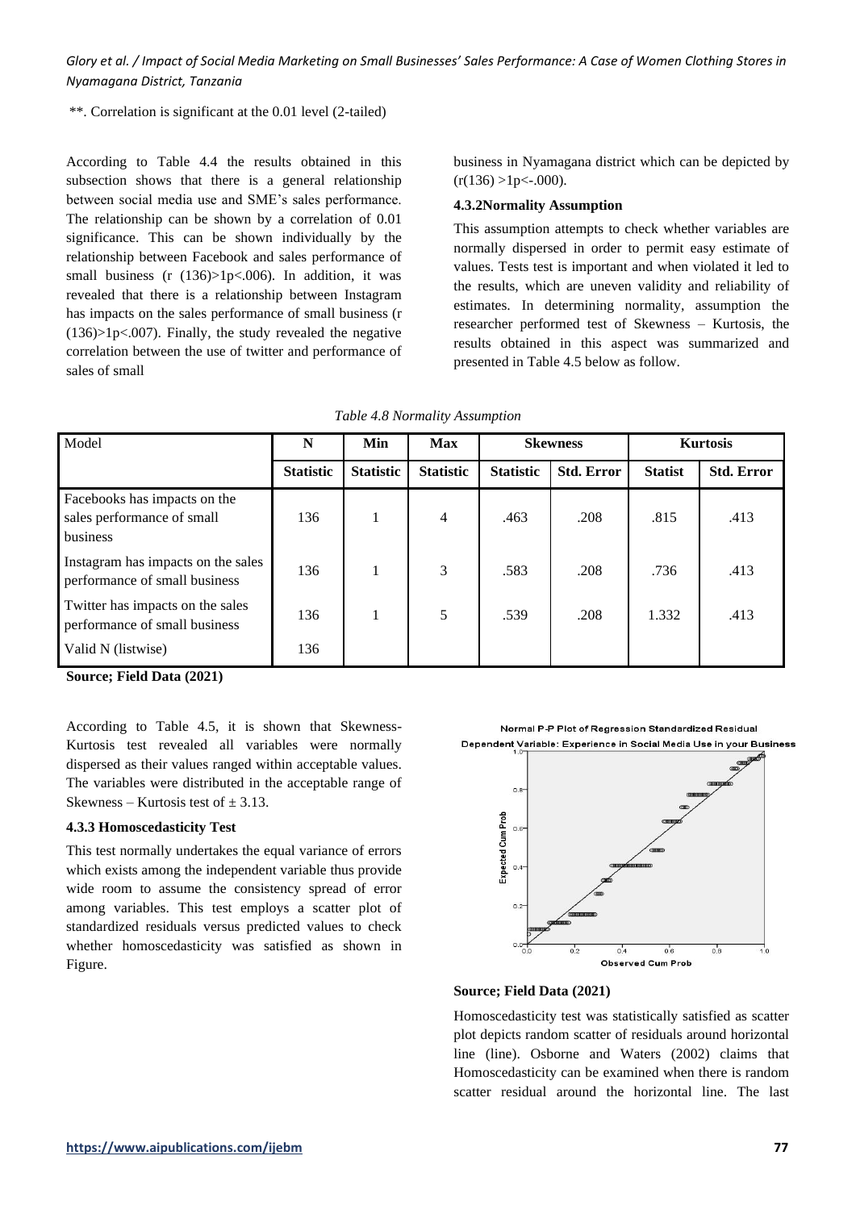**. Correlation is significant at the 0.01 level (2-tailed)

According to Table 4.4 the results obtained in this subsection shows that there is a general relationship between social media use and SME's sales performance. The relationship can be shown by a correlation of 0.01 significance. This can be shown individually by the relationship between Facebook and sales performance of small business (r (136)>1p<.006). In addition, it was revealed that there is a relationship between Instagram has impacts on the sales performance of small business (r (136)>1p<.007). Finally, the study revealed the negative correlation between the use of twitter and performance of sales of small business in Nyamagana district which can be depicted by (r(136) >1p<-.000).

### 4.3.2Normality Assumption

This assumption attempts to check whether variables are normally dispersed in order to permit easy estimate of values. Tests test is important and when violated it led to the results, which are uneven validity and reliability of estimates. In determining normality, assumption the researcher performed test of Skewness – Kurtosis, the results obtained in this aspect was summarized and presented in Table 4.5 below as follow.

*Table 4.8 Normality Assumption*

| Model | N | Min | Max | Skewness | | Kurtosis | |
|---|---|---|---|---|---|---|---|
| | **Statistic** | **Statistic** | **Statistic** | **Statistic** | **Std. Error** | **Statist** | **Std. Error** |
| Facebooks has impacts on the sales performance of small business | 136 | 1 | 4 | .463 | .208 | .815 | .413 |
| Instagram has impacts on the sales performance of small business | 136 | 1 | 3 | .583 | .208 | .736 | .413 |
| Twitter has impacts on the sales performance of small business | 136 | 1 | 5 | .539 | .208 | 1.332 | .413 |
| Valid N (listwise) | 136 | | | | | | |

**Source; Field Data (2021)**

According to Table 4.5, it is shown that Skewness-Kurtosis test revealed all variables were normally dispersed as their values ranged within acceptable values. The variables were distributed in the acceptable range of Skewness – Kurtosis test of ± 3.13.

### 4.3.3 Homoscedasticity Test

This test normally undertakes the equal variance of errors which exists among the independent variable thus provide wide room to assume the consistency spread of error among variables. This test employs a scatter plot of standardized residuals versus predicted values to check whether homoscedasticity was satisfied as shown in Figure.

Normal P-P Plot of Regression Standardized Residual

Dependent Variable: Experience in Social Media Use in your Business

Expected Cum Prob

Observed Cum Prob

0.0
0.2
0.4
0.6
0.8
1.0

**Source; Field Data (2021)**

Homoscedasticity test was statistically satisfied as scatter plot depicts random scatter of residuals around horizontal line (line). Osborne and Waters (2002) claims that Homoscedasticity can be examined when there is random scatter residual around the horizontal line. The last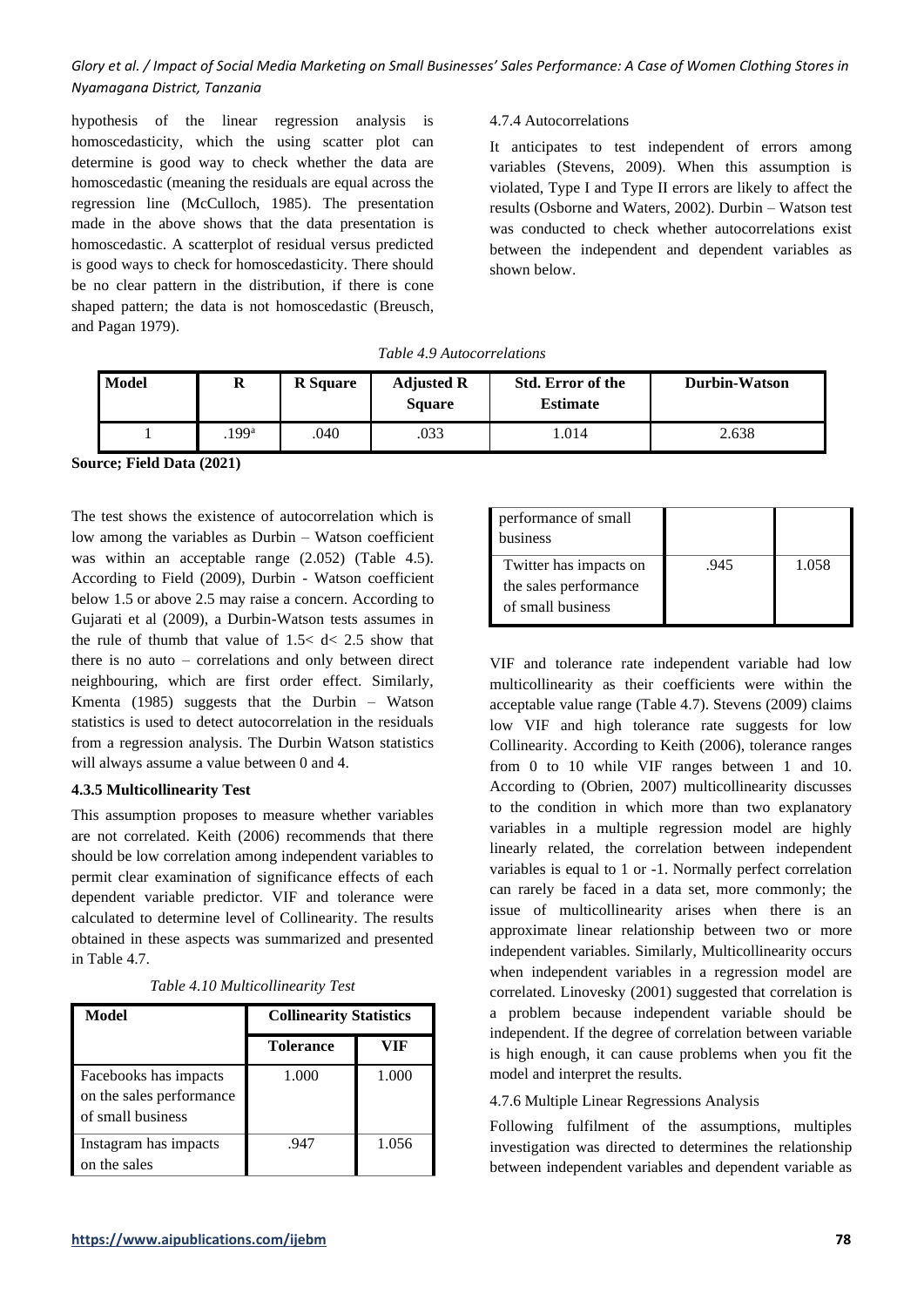hypothesis of the linear regression analysis is homoscedasticity, which the using scatter plot can determine is good way to check whether the data are homoscedastic (meaning the residuals are equal across the regression line (McCulloch, 1985). The presentation made in the above shows that the data presentation is homoscedastic. A scatterplot of residual versus predicted is good ways to check for homoscedasticity. There should be no clear pattern in the distribution, if there is cone shaped pattern; the data is not homoscedastic (Breusch, and Pagan 1979).

4.7.4 Autocorrelations

It anticipates to test independent of errors among variables (Stevens, 2009). When this assumption is violated, Type I and Type II errors are likely to affect the results (Osborne and Waters, 2002). Durbin – Watson test was conducted to check whether autocorrelations exist between the independent and dependent variables as shown below.

*Table 4.9 Autocorrelations*

| Model | R | R Square | Adjusted R Square | Std. Error of the Estimate | Durbin-Watson |
|---|---|---|---|---|---|
| 1 | .199[a] | .040 | .033 | 1.014 | 2.638 |

**Source; Field Data (2021)**

The test shows the existence of autocorrelation which is low among the variables as Durbin – Watson coefficient was within an acceptable range (2.052) (Table 4.5). According to Field (2009), Durbin - Watson coefficient below 1.5 or above 2.5 may raise a concern. According to Gujarati et al (2009), a Durbin-Watson tests assumes in the rule of thumb that value of 1.5< d< 2.5 show that there is no auto – correlations and only between direct neighbouring, which are first order effect. Similarly, Kmenta (1985) suggests that the Durbin – Watson statistics is used to detect autocorrelation in the residuals from a regression analysis. The Durbin Watson statistics will always assume a value between 0 and 4.

**4.3.5 Multicollinearity Test**

This assumption proposes to measure whether variables are not correlated. Keith (2006) recommends that there should be low correlation among independent variables to permit clear examination of significance effects of each dependent variable predictor. VIF and tolerance were calculated to determine level of Collinearity. The results obtained in these aspects was summarized and presented in Table 4.7.

*Table 4.10 Multicollinearity Test*

| Model | Collinearity Statistics | |
|---|---|---|
| | Tolerance | VIF |
| Facebooks has impacts on the sales performance of small business | 1.000 | 1.000 |
| Instagram has impacts on the sales performance of small business | .947 | 1.056 |
| Twitter has impacts on the sales performance of small business | .945 | 1.058 |

VIF and tolerance rate independent variable had low multicollinearity as their coefficients were within the acceptable value range (Table 4.7). Stevens (2009) claims low VIF and high tolerance rate suggests for low Collinearity. According to Keith (2006), tolerance ranges from 0 to 10 while VIF ranges between 1 and 10. According to (Obrien, 2007) multicollinearity discusses to the condition in which more than two explanatory variables in a multiple regression model are highly linearly related, the correlation between independent variables is equal to 1 or -1. Normally perfect correlation can rarely be faced in a data set, more commonly; the issue of multicollinearity arises when there is an approximate linear relationship between two or more independent variables. Similarly, Multicollinearity occurs when independent variables in a regression model are correlated. Linovesky (2001) suggested that correlation is a problem because independent variable should be independent. If the degree of correlation between variable is high enough, it can cause problems when you fit the model and interpret the results.

4.7.6 Multiple Linear Regressions Analysis

Following fulfilment of the assumptions, multiples investigation was directed to determines the relationship between independent variables and dependent variable as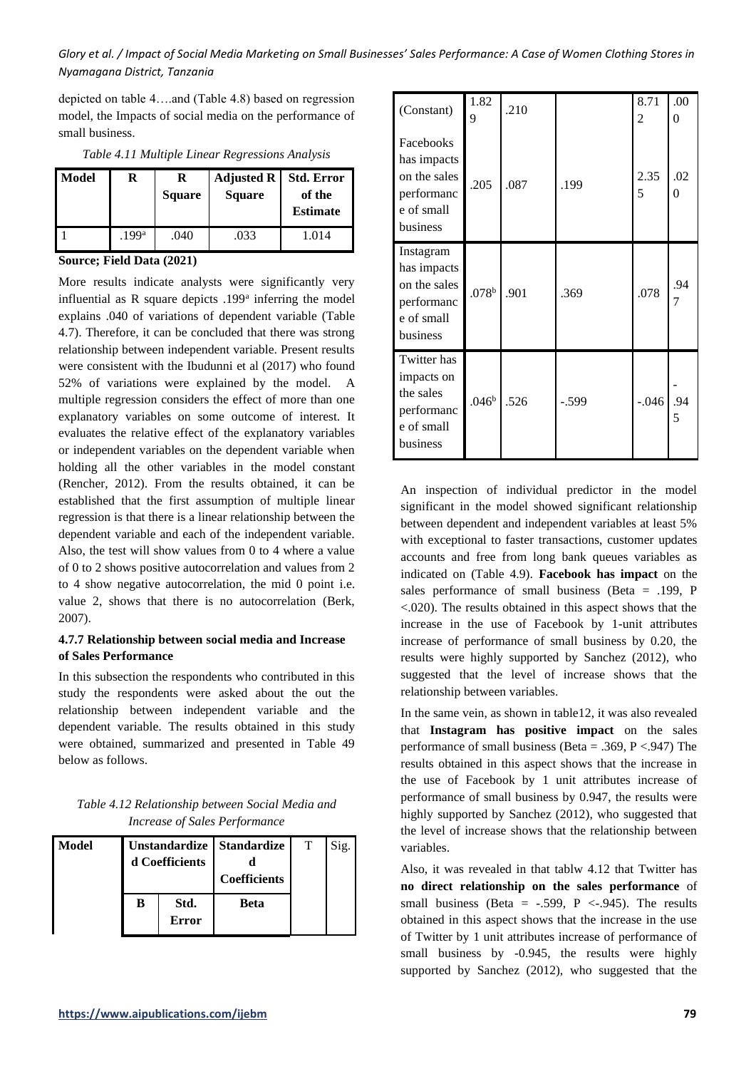depicted on table 4….and (Table 4.8) based on regression model, the Impacts of social media on the performance of small business.

*Table 4.11 Multiple Linear Regressions Analysis*

| Model | R | R Square | Adjusted R Square | Std. Error of the Estimate |
|---|---|---|---|---|
| 1 | .199[a] | .040 | .033 | 1.014 |

**Source; Field Data (2021)**

More results indicate analysts were significantly very influential as R square depicts .199[a] inferring the model explains .040 of variations of dependent variable (Table 4.7). Therefore, it can be concluded that there was strong relationship between independent variable. Present results were consistent with the Ibudunni et al (2017) who found 52% of variations were explained by the model. A multiple regression considers the effect of more than one explanatory variables on some outcome of interest. It evaluates the relative effect of the explanatory variables or independent variables on the dependent variable when holding all the other variables in the model constant (Rencher, 2012). From the results obtained, it can be established that the first assumption of multiple linear regression is that there is a linear relationship between the dependent variable and each of the independent variable. Also, the test will show values from 0 to 4 where a value of 0 to 2 shows positive autocorrelation and values from 2 to 4 show negative autocorrelation, the mid 0 point i.e. value 2, shows that there is no autocorrelation (Berk, 2007).

#### 4.7.7 Relationship between social media and Increase of Sales Performance

In this subsection the respondents who contributed in this study the respondents were asked about the out the relationship between independent variable and the dependent variable. The results obtained in this study were obtained, summarized and presented in Table 49 below as follows.

*Table 4.12 Relationship between Social Media and Increase of Sales Performance*

| Model | Unstandardized Coefficients | | Standardized Coefficients | T | Sig. |
|---|---|---|---|---|---|
| | B | Std. Error | Beta | | |
| (Constant) | 1.829 | .210 | | 8.712 | .000 |
| Facebooks has impacts on the sales performance of small business | .205 | .087 | .199 | 2.355 | .020 |
| Instagram has impacts on the sales performance of small business | .078[b] | .901 | .369 | .078 | .947 |
| Twitter has impacts on the sales performance of small business | .046[b] | .526 | -.599 | -.046 | -.945 |

An inspection of individual predictor in the model significant in the model showed significant relationship between dependent and independent variables at least 5% with exceptional to faster transactions, customer updates accounts and free from long bank queues variables as indicated on (Table 4.9). **Facebook has impact** on the sales performance of small business (Beta = .199, P <.020). The results obtained in this aspect shows that the increase in the use of Facebook by 1-unit attributes increase of performance of small business by 0.20, the results were highly supported by Sanchez (2012), who suggested that the level of increase shows that the relationship between variables.

In the same vein, as shown in table12, it was also revealed that **Instagram has positive impact** on the sales performance of small business (Beta = .369, P <.947) The results obtained in this aspect shows that the increase in the use of Facebook by 1 unit attributes increase of performance of small business by 0.947, the results were highly supported by Sanchez (2012), who suggested that the level of increase shows that the relationship between variables.

Also, it was revealed in that tablw 4.12 that Twitter has **no direct relationship on the sales performance** of small business (Beta = -.599, P <-.945). The results obtained in this aspect shows that the increase in the use of Twitter by 1 unit attributes increase of performance of small business by -0.945, the results were highly supported by Sanchez (2012), who suggested that the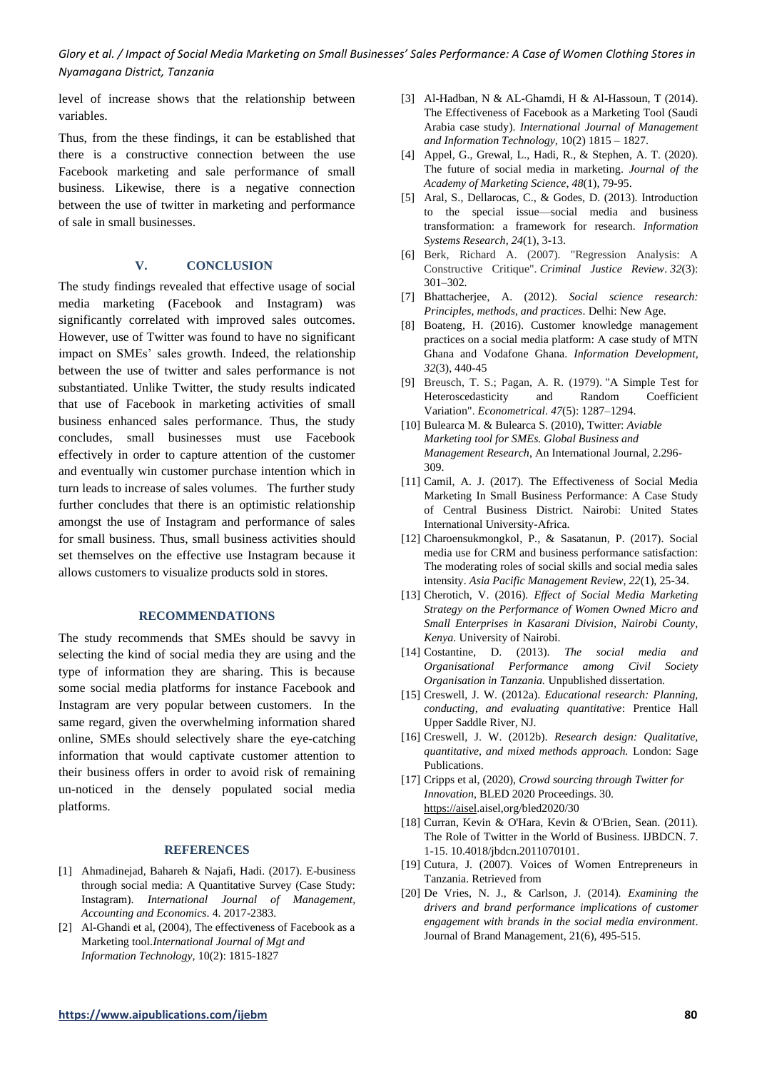level of increase shows that the relationship between variables.

Thus, from the these findings, it can be established that there is a constructive connection between the use Facebook marketing and sale performance of small business. Likewise, there is a negative connection between the use of twitter in marketing and performance of sale in small businesses.

## V. CONCLUSION

The study findings revealed that effective usage of social media marketing (Facebook and Instagram) was significantly correlated with improved sales outcomes. However, use of Twitter was found to have no significant impact on SMEs' sales growth. Indeed, the relationship between the use of twitter and sales performance is not substantiated. Unlike Twitter, the study results indicated that use of Facebook in marketing activities of small business enhanced sales performance. Thus, the study concludes, small businesses must use Facebook effectively in order to capture attention of the customer and eventually win customer purchase intention which in turn leads to increase of sales volumes. The further study further concludes that there is an optimistic relationship amongst the use of Instagram and performance of sales for small business. Thus, small business activities should set themselves on the effective use Instagram because it allows customers to visualize products sold in stores.

## RECOMMENDATIONS

The study recommends that SMEs should be savvy in selecting the kind of social media they are using and the type of information they are sharing. This is because some social media platforms for instance Facebook and Instagram are very popular between customers. In the same regard, given the overwhelming information shared online, SMEs should selectively share the eye-catching information that would captivate customer attention to their business offers in order to avoid risk of remaining un-noticed in the densely populated social media platforms.

## REFERENCES

- [1] Ahmadinejad, Bahareh & Najafi, Hadi. (2017). E-business through social media: A Quantitative Survey (Case Study: Instagram). *International Journal of Management, Accounting and Economics*. 4. 2017-2383.
- [2] Al-Ghandi et al, (2004), The effectiveness of Facebook as a Marketing tool.*International Journal of Mgt and Information Technology,* 10(2): 1815-1827
- [3] Al-Hadban, N & AL-Ghamdi, H & Al-Hassoun, T (2014). The Effectiveness of Facebook as a Marketing Tool (Saudi Arabia case study). *International Journal of Management and Information Technology,* 10(2) 1815 – 1827.
- [4] Appel, G., Grewal, L., Hadi, R., & Stephen, A. T. (2020). The future of social media in marketing. *Journal of the Academy of Marketing Science*, *48*(1), 79-95.
- [5] Aral, S., Dellarocas, C., & Godes, D. (2013). Introduction to the special issue—social media and business transformation: a framework for research. *Information Systems Research*, *24*(1), 3-13.
- [6] Berk, Richard A. (2007). "Regression Analysis: A Constructive Critique". *Criminal Justice Review*. *32*(3): 301–302.
- [7] Bhattacherjee, A. (2012). *Social science research: Principles, methods, and practices*. Delhi: New Age.
- [8] Boateng, H. (2016). Customer knowledge management practices on a social media platform: A case study of MTN Ghana and Vodafone Ghana. *Information Development, 32*(3), 440-45
- [9] Breusch, T. S.; Pagan, A. R. (1979). "A Simple Test for Heteroscedasticity and Random Coefficient Variation". *Econometrical*. *47*(5): 1287–1294.
- [10] Bulearca M. & Bulearca S. (2010), Twitter: *Aviable Marketing tool for SMEs. Global Business and Management Research*, An International Journal, 2.296-309.
- [11] Camil, A. J. (2017). The Effectiveness of Social Media Marketing In Small Business Performance: A Case Study of Central Business District. Nairobi: United States International University-Africa.
- [12] Charoensukmongkol, P., & Sasatanun, P. (2017). Social media use for CRM and business performance satisfaction: The moderating roles of social skills and social media sales intensity. *Asia Pacific Management Review, 22*(1), 25-34.
- [13] Cherotich, V. (2016). *Effect of Social Media Marketing Strategy on the Performance of Women Owned Micro and Small Enterprises in Kasarani Division, Nairobi County, Kenya.* University of Nairobi.
- [14] Costantine, D. (2013). *The social media and Organisational Performance among Civil Society Organisation in Tanzania.* Unpublished dissertation.
- [15] Creswell, J. W. (2012a). *Educational research: Planning, conducting, and evaluating quantitative*: Prentice Hall Upper Saddle River, NJ.
- [16] Creswell, J. W. (2012b). *Research design: Qualitative, quantitative, and mixed methods approach.* London: Sage Publications.
- [17] Cripps et al, (2020), *Crowd sourcing through Twitter for Innovation*, BLED 2020 Proceedings. 30. https://aisel.aisel,org/bled2020/30
- [18] Curran, Kevin & O'Hara, Kevin & O'Brien, Sean. (2011). The Role of Twitter in the World of Business. IJBDCN. 7. 1-15. 10.4018/jbdcn.2011070101.
- [19] Cutura, J. (2007). Voices of Women Entrepreneurs in Tanzania. Retrieved from
- [20] De Vries, N. J., & Carlson, J. (2014). *Examining the drivers and brand performance implications of customer engagement with brands in the social media environment*. Journal of Brand Management, 21(6), 495-515.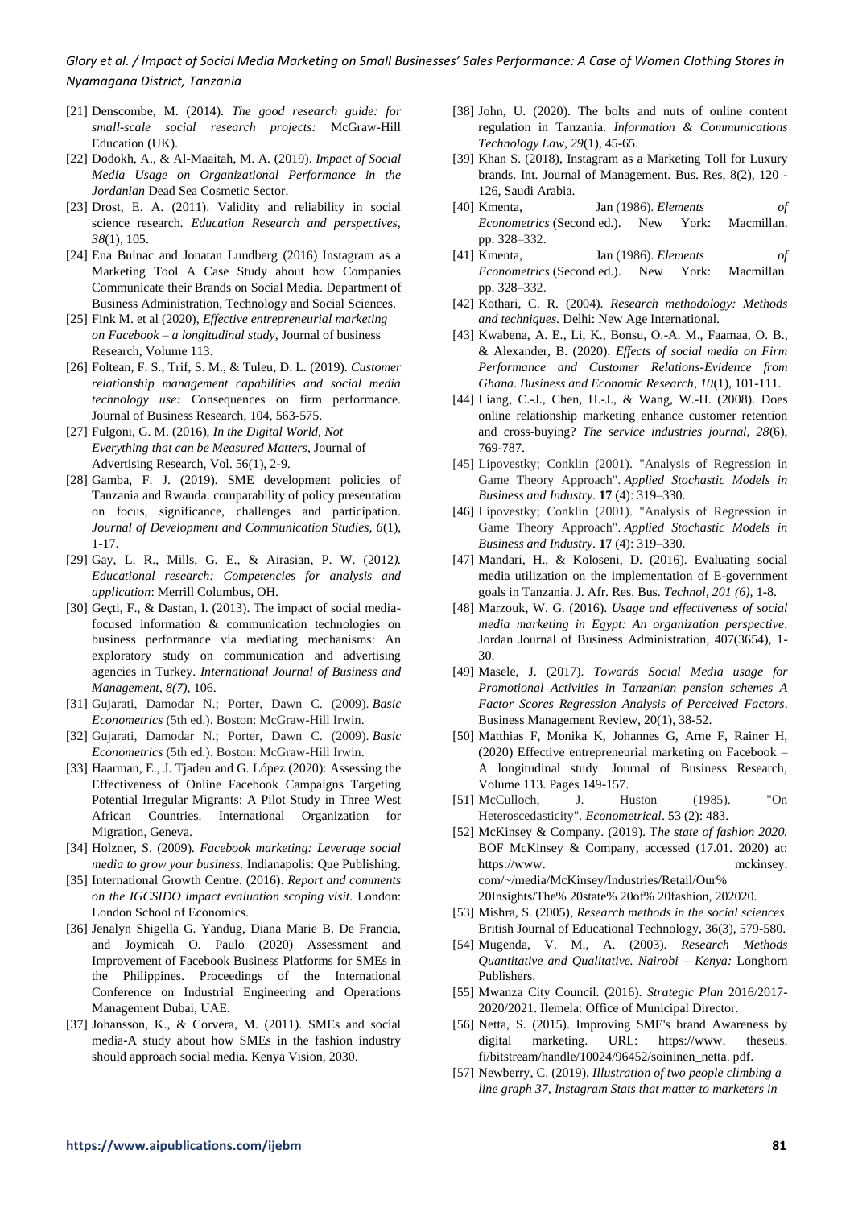[21] Denscombe, M. (2014). *The good research guide: for small-scale social research projects:* McGraw-Hill Education (UK).

[22] Dodokh, A., & Al-Maaitah, M. A. (2019). *Impact of Social Media Usage on Organizational Performance in the Jordanian* Dead Sea Cosmetic Sector.

[23] Drost, E. A. (2011). Validity and reliability in social science research. *Education Research and perspectives, 38*(1), 105.

[24] Ena Buinac and Jonatan Lundberg (2016) Instagram as a Marketing Tool A Case Study about how Companies Communicate their Brands on Social Media. Department of Business Administration, Technology and Social Sciences.

[25] Fink M. et al (2020), *Effective entrepreneurial marketing on Facebook – a longitudinal study,* Journal of business Research, Volume 113.

[26] Foltean, F. S., Trif, S. M., & Tuleu, D. L. (2019). *Customer relationship management capabilities and social media technology use:* Consequences on firm performance. Journal of Business Research, 104, 563-575.

[27] Fulgoni, G. M. (2016), *In the Digital World, Not Everything that can be Measured Matters*, Journal of Advertising Research, Vol. 56(1), 2-9.

[28] Gamba, F. J. (2019). SME development policies of Tanzania and Rwanda: comparability of policy presentation on focus, significance, challenges and participation. *Journal of Development and Communication Studies, 6*(1), 1-17.

[29] Gay, L. R., Mills, G. E., & Airasian, P. W. (2012*). Educational research: Competencies for analysis and application*: Merrill Columbus, OH.

[30] Geçti, F., & Dastan, I. (2013). The impact of social media-focused information & communication technologies on business performance via mediating mechanisms: An exploratory study on communication and advertising agencies in Turkey. *International Journal of Business and Management, 8(7),* 106.

[31] Gujarati, Damodar N.; Porter, Dawn C. (2009). *Basic Econometrics* (5th ed.). Boston: McGraw-Hill Irwin.

[32] Gujarati, Damodar N.; Porter, Dawn C. (2009). *Basic Econometrics* (5th ed.). Boston: McGraw-Hill Irwin.

[33] Haarman, E., J. Tjaden and G. López (2020): Assessing the Effectiveness of Online Facebook Campaigns Targeting Potential Irregular Migrants: A Pilot Study in Three West African Countries. International Organization for Migration, Geneva.

[34] Holzner, S. (2009). *Facebook marketing: Leverage social media to grow your business.* Indianapolis: Que Publishing.

[35] International Growth Centre. (2016). *Report and comments on the IGCSIDO impact evaluation scoping visit.* London: London School of Economics.

[36] Jenalyn Shigella G. Yandug, Diana Marie B. De Francia, and Joymicah O. Paulo (2020) Assessment and Improvement of Facebook Business Platforms for SMEs in the Philippines. Proceedings of the International Conference on Industrial Engineering and Operations Management Dubai, UAE.

[37] Johansson, K., & Corvera, M. (2011). SMEs and social media-A study about how SMEs in the fashion industry should approach social media. Kenya Vision, 2030.

[38] John, U. (2020). The bolts and nuts of online content regulation in Tanzania. *Information & Communications Technology Law*, *29*(1), 45-65.

[39] Khan S. (2018), Instagram as a Marketing Toll for Luxury brands. Int. Journal of Management. Bus. Res, 8(2), 120 - 126, Saudi Arabia.

[40] Kmenta, Jan (1986). *Elements of Econometrics* (Second ed.). New York: Macmillan. pp. 328–332.

[41] Kmenta, Jan (1986). *Elements of Econometrics* (Second ed.). New York: Macmillan. pp. 328–332.

[42] Kothari, C. R. (2004). *Research methodology: Methods and techniques.* Delhi: New Age International.

[43] Kwabena, A. E., Li, K., Bonsu, O.-A. M., Faamaa, O. B., & Alexander, B. (2020). *Effects of social media on Firm Performance and Customer Relations-Evidence from Ghana*. *Business and Economic Research, 10*(1), 101-111.

[44] Liang, C.-J., Chen, H.-J., & Wang, W.-H. (2008). Does online relationship marketing enhance customer retention and cross-buying? *The service industries journal, 28*(6), 769-787.

[45] Lipovestky; Conklin (2001). "Analysis of Regression in Game Theory Approach". *Applied Stochastic Models in Business and Industry*. **17** (4): 319–330.

[46] Lipovestky; Conklin (2001). "Analysis of Regression in Game Theory Approach". *Applied Stochastic Models in Business and Industry*. **17** (4): 319–330.

[47] Mandari, H., & Koloseni, D. (2016). Evaluating social media utilization on the implementation of E-government goals in Tanzania. J. Afr. Res. Bus. *Technol, 201 (6),* 1-8.

[48] Marzouk, W. G. (2016). *Usage and effectiveness of social media marketing in Egypt: An organization perspective*. Jordan Journal of Business Administration, 407(3654), 1-30.

[49] Masele, J. (2017). *Towards Social Media usage for Promotional Activities in Tanzanian pension schemes A Factor Scores Regression Analysis of Perceived Factors*. Business Management Review, 20(1), 38-52.

[50] Matthias F, Monika K, Johannes G, Arne F, Rainer H, (2020) Effective entrepreneurial marketing on Facebook – A longitudinal study. Journal of Business Research, Volume 113. Pages 149-157.

[51] McCulloch, J. Huston (1985). "On Heteroscedasticity". *Econometrical*. 53 (2): 483.

[52] McKinsey & Company. (2019). T*he state of fashion 2020.* BOF McKinsey & Company, accessed (17.01. 2020) at: https://www. mckinsey. com/~/media/McKinsey/Industries/Retail/Our% 20Insights/The% 20state% 20of% 20fashion, 202020.

[53] Mishra, S. (2005), *Research methods in the social sciences*. British Journal of Educational Technology, 36(3), 579-580.

[54] Mugenda, V. M., A. (2003). *Research Methods Quantitative and Qualitative. Nairobi – Kenya:* Longhorn Publishers.

[55] Mwanza City Council. (2016). *Strategic Plan* 2016/2017-2020/2021. Ilemela: Office of Municipal Director.

[56] Netta, S. (2015). Improving SME's brand Awareness by digital marketing. URL: https://www. theseus. fi/bitstream/handle/10024/96452/soininen_netta. pdf.

[57] Newberry, C. (2019), *Illustration of two people climbing a line graph 37, Instagram Stats that matter to marketers in*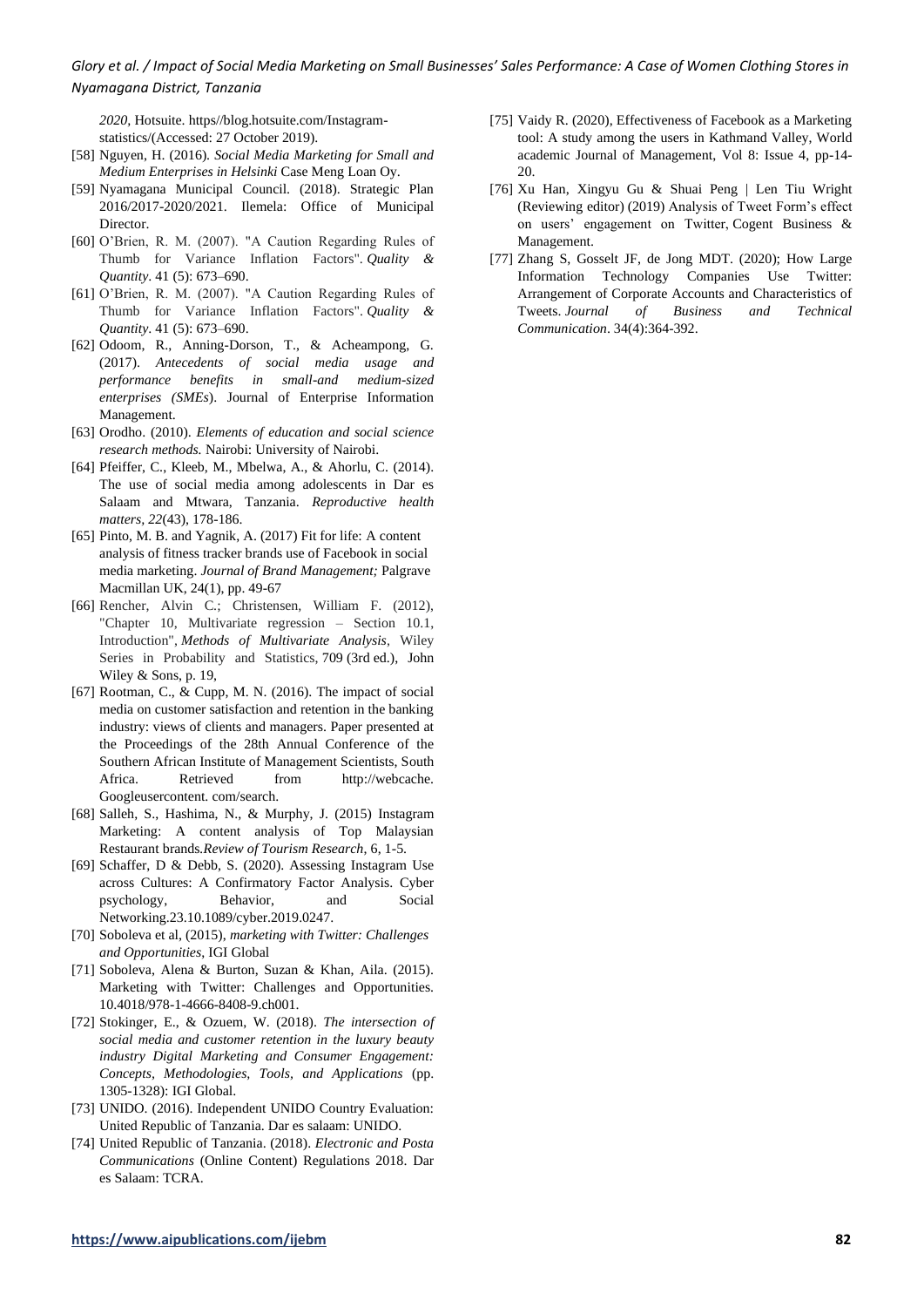*2020*, Hotsuite. https//blog.hotsuite.com/Instagram-statistics/(Accessed: 27 October 2019).

[58] Nguyen, H. (2016). *Social Media Marketing for Small and Medium Enterprises in Helsinki* Case Meng Loan Oy.

[59] Nyamagana Municipal Council. (2018). Strategic Plan 2016/2017-2020/2021. Ilemela: Office of Municipal Director.

[60] O'Brien, R. M. (2007). "A Caution Regarding Rules of Thumb for Variance Inflation Factors". *Quality & Quantity*. 41 (5): 673–690.

[61] O'Brien, R. M. (2007). "A Caution Regarding Rules of Thumb for Variance Inflation Factors". *Quality & Quantity*. 41 (5): 673–690.

[62] Odoom, R., Anning-Dorson, T., & Acheampong, G. (2017). *Antecedents of social media usage and performance benefits in small-and medium-sized enterprises (SMEs*). Journal of Enterprise Information Management.

[63] Orodho. (2010). *Elements of education and social science research methods.* Nairobi: University of Nairobi.

[64] Pfeiffer, C., Kleeb, M., Mbelwa, A., & Ahorlu, C. (2014). The use of social media among adolescents in Dar es Salaam and Mtwara, Tanzania. *Reproductive health matters*, *22*(43), 178-186.

[65] Pinto, M. B. and Yagnik, A. (2017) Fit for life: A content analysis of fitness tracker brands use of Facebook in social media marketing. *Journal of Brand Management;* Palgrave Macmillan UK, 24(1), pp. 49-67

[66] Rencher, Alvin C.; Christensen, William F. (2012), "Chapter 10, Multivariate regression – Section 10.1, Introduction", *Methods of Multivariate Analysis*, Wiley Series in Probability and Statistics, 709 (3rd ed.), John Wiley & Sons, p. 19,

[67] Rootman, C., & Cupp, M. N. (2016). The impact of social media on customer satisfaction and retention in the banking industry: views of clients and managers. Paper presented at the Proceedings of the 28th Annual Conference of the Southern African Institute of Management Scientists, South Africa. Retrieved from http://webcache. Googleusercontent. com/search.

[68] Salleh, S., Hashima, N., & Murphy, J. (2015) Instagram Marketing: A content analysis of Top Malaysian Restaurant brands.*Review of Tourism Research*, 6, 1-5.

[69] Schaffer, D & Debb, S. (2020). Assessing Instagram Use across Cultures: A Confirmatory Factor Analysis. Cyber psychology, Behavior, and Social Networking.23.10.1089/cyber.2019.0247.

[70] Soboleva et al, (2015), *marketing with Twitter: Challenges and Opportunities*, IGI Global

[71] Soboleva, Alena & Burton, Suzan & Khan, Aila. (2015). Marketing with Twitter: Challenges and Opportunities. 10.4018/978-1-4666-8408-9.ch001.

[72] Stokinger, E., & Ozuem, W. (2018). *The intersection of social media and customer retention in the luxury beauty industry Digital Marketing and Consumer Engagement: Concepts, Methodologies, Tools, and Applications* (pp. 1305-1328): IGI Global.

[73] UNIDO. (2016). Independent UNIDO Country Evaluation: United Republic of Tanzania. Dar es salaam: UNIDO.

[74] United Republic of Tanzania. (2018). *Electronic and Posta Communications* (Online Content) Regulations 2018. Dar es Salaam: TCRA.

[75] Vaidy R. (2020), Effectiveness of Facebook as a Marketing tool: A study among the users in Kathmand Valley, World academic Journal of Management, Vol 8: Issue 4, pp-14-20.

[76] Xu Han, Xingyu Gu & Shuai Peng | Len Tiu Wright (Reviewing editor) (2019) Analysis of Tweet Form's effect on users' engagement on Twitter, Cogent Business & Management.

[77] Zhang S, Gosselt JF, de Jong MDT. (2020); How Large Information Technology Companies Use Twitter: Arrangement of Corporate Accounts and Characteristics of Tweets. *Journal of Business and Technical Communication*. 34(4):364-392.